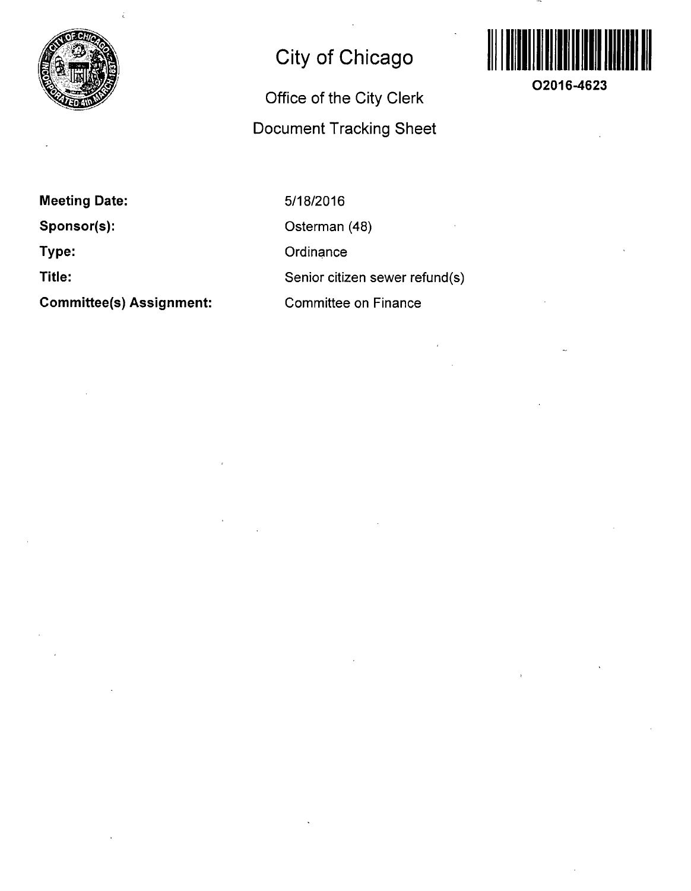# City of Chicago

## Office of the City Clerk

## Document Tracking Sheet

**O2016-4623**

| | |
|---|---|
| **Meeting Date:** | 5/18/2016 |
| **Sponsor(s):** | Osterman (48) |
| **Type:** | Ordinance |
| **Title:** | Senior citizen sewer refund(s) |
| **Committee(s) Assignment:** | Committee on Finance |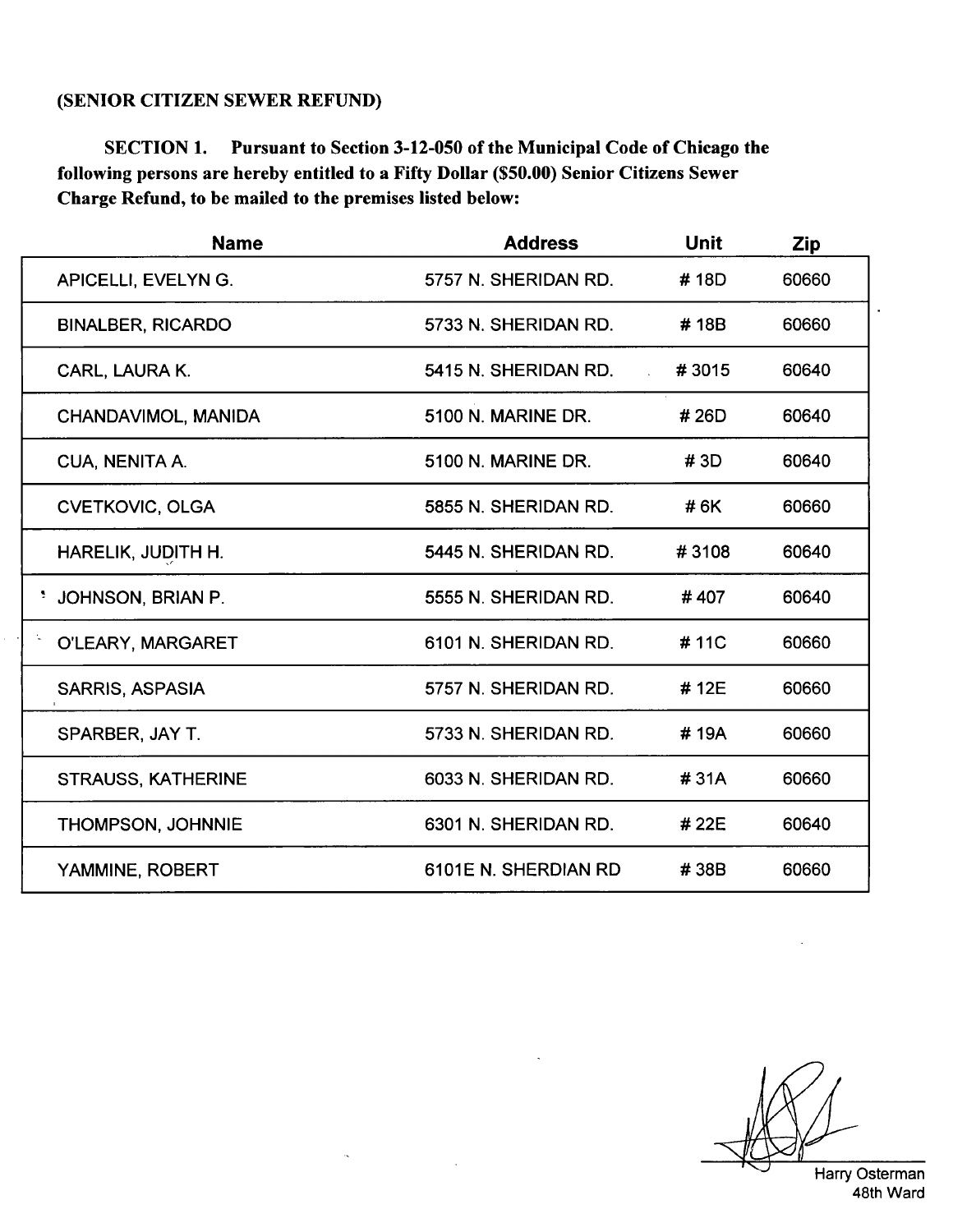**(SENIOR CITIZEN SEWER REFUND)**

**SECTION 1. Pursuant to Section 3-12-050 of the Municipal Code of Chicago the following persons are hereby entitled to a Fifty Dollar ($50.00) Senior Citizens Sewer Charge Refund, to be mailed to the premises listed below:**

| Name | Address | Unit | Zip |
|---|---|---|---|
| APICELLI, EVELYN G. | 5757 N. SHERIDAN RD. | # 18D | 60660 |
| BINALBER, RICARDO | 5733 N. SHERIDAN RD. | # 18B | 60660 |
| CARL, LAURA K. | 5415 N. SHERIDAN RD. | # 3015 | 60640 |
| CHANDAVIMOL, MANIDA | 5100 N. MARINE DR. | # 26D | 60640 |
| CUA, NENITA A. | 5100 N. MARINE DR. | # 3D | 60640 |
| CVETKOVIC, OLGA | 5855 N. SHERIDAN RD. | # 6K | 60660 |
| HARELIK, JUDITH H. | 5445 N. SHERIDAN RD. | # 3108 | 60640 |
| JOHNSON, BRIAN P. | 5555 N. SHERIDAN RD. | # 407 | 60640 |
| O'LEARY, MARGARET | 6101 N. SHERIDAN RD. | # 11C | 60660 |
| SARRIS, ASPASIA | 5757 N. SHERIDAN RD. | # 12E | 60660 |
| SPARBER, JAY T. | 5733 N. SHERIDAN RD. | # 19A | 60660 |
| STRAUSS, KATHERINE | 6033 N. SHERIDAN RD. | # 31A | 60660 |
| THOMPSON, JOHNNIE | 6301 N. SHERIDAN RD. | # 22E | 60640 |
| YAMMINE, ROBERT | 6101E N. SHERDIAN RD | # 38B | 60660 |

Harry Osterman
48th Ward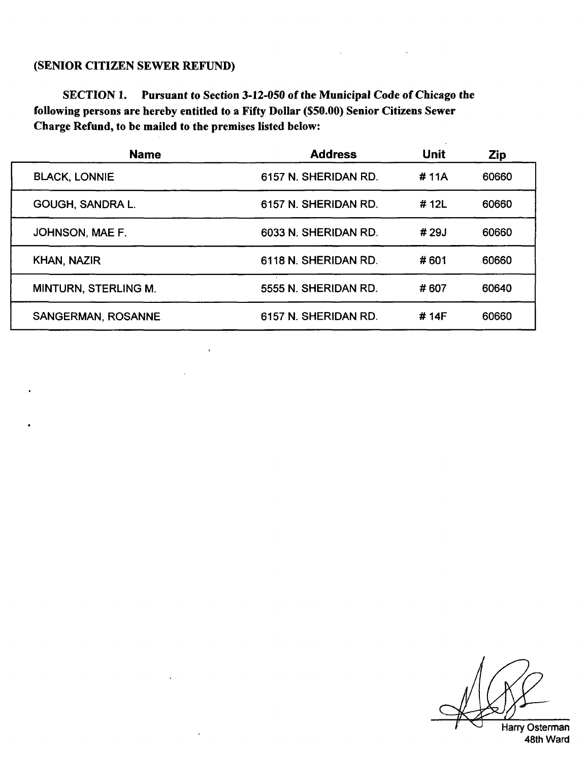**(SENIOR CITIZEN SEWER REFUND)**

**SECTION 1. Pursuant to Section 3-12-050 of the Municipal Code of Chicago the following persons are hereby entitled to a Fifty Dollar ($50.00) Senior Citizens Sewer Charge Refund, to be mailed to the premises listed below:**

| Name | Address | Unit | Zip |
|---|---|---|---|
| BLACK, LONNIE | 6157 N. SHERIDAN RD. | # 11A | 60660 |
| GOUGH, SANDRA L. | 6157 N. SHERIDAN RD. | # 12L | 60660 |
| JOHNSON, MAE F. | 6033 N. SHERIDAN RD. | # 29J | 60660 |
| KHAN, NAZIR | 6118 N. SHERIDAN RD. | # 601 | 60660 |
| MINTURN, STERLING M. | 5555 N. SHERIDAN RD. | # 607 | 60640 |
| SANGERMAN, ROSANNE | 6157 N. SHERIDAN RD. | # 14F | 60660 |

Harry Osterman
48th Ward